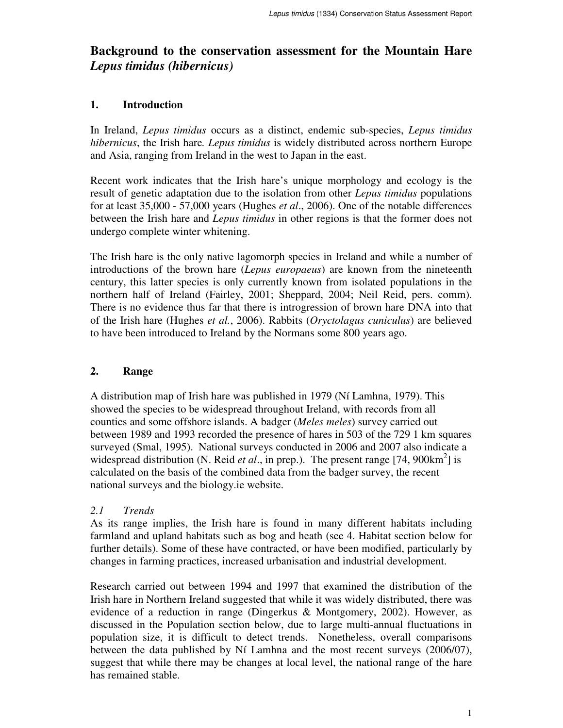# Background to the conservation assessment for the Mountain Hare *Lepus timidus (hibernicus)*

## 1. Introduction

In Ireland, *Lepus timidus* occurs as a distinct, endemic sub-species, *Lepus timidus hibernicus*, the Irish hare. *Lepus timidus* is widely distributed across northern Europe and Asia, ranging from Ireland in the west to Japan in the east.

Recent work indicates that the Irish hare's unique morphology and ecology is the result of genetic adaptation due to the isolation from other *Lepus timidus* populations for at least 35,000 - 57,000 years (Hughes *et al*., 2006). One of the notable differences between the Irish hare and *Lepus timidus* in other regions is that the former does not undergo complete winter whitening.

The Irish hare is the only native lagomorph species in Ireland and while a number of introductions of the brown hare (*Lepus europaeus*) are known from the nineteenth century, this latter species is only currently known from isolated populations in the northern half of Ireland (Fairley, 2001; Sheppard, 2004; Neil Reid, pers. comm). There is no evidence thus far that there is introgression of brown hare DNA into that of the Irish hare (Hughes *et al.*, 2006). Rabbits (*Oryctolagus cuniculus*) are believed to have been introduced to Ireland by the Normans some 800 years ago.

## 2. Range

A distribution map of Irish hare was published in 1979 (Ní Lamhna, 1979). This showed the species to be widespread throughout Ireland, with records from all counties and some offshore islands. A badger (*Meles meles*) survey carried out between 1989 and 1993 recorded the presence of hares in 503 of the 729 1 km squares surveyed (Smal, 1995). National surveys conducted in 2006 and 2007 also indicate a widespread distribution (N. Reid *et al*., in prep.). The present range [74, 900km$^2$] is calculated on the basis of the combined data from the badger survey, the recent national surveys and the biology.ie website.

### *2.1 Trends*

As its range implies, the Irish hare is found in many different habitats including farmland and upland habitats such as bog and heath (see 4. Habitat section below for further details). Some of these have contracted, or have been modified, particularly by changes in farming practices, increased urbanisation and industrial development.

Research carried out between 1994 and 1997 that examined the distribution of the Irish hare in Northern Ireland suggested that while it was widely distributed, there was evidence of a reduction in range (Dingerkus & Montgomery, 2002). However, as discussed in the Population section below, due to large multi-annual fluctuations in population size, it is difficult to detect trends. Nonetheless, overall comparisons between the data published by Ní Lamhna and the most recent surveys (2006/07), suggest that while there may be changes at local level, the national range of the hare has remained stable.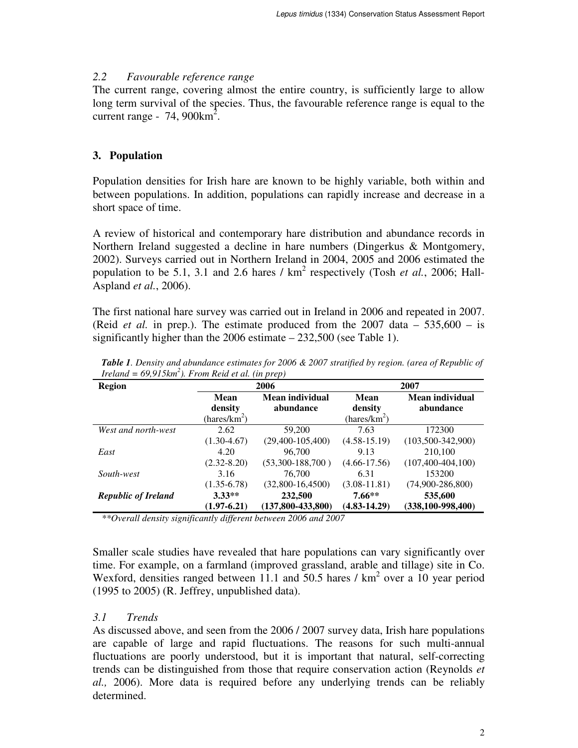### 2.2 Favourable reference range

The current range, covering almost the entire country, is sufficiently large to allow long term survival of the species. Thus, the favourable reference range is equal to the current range - 74, 900km$^2$.

## 3. Population

Population densities for Irish hare are known to be highly variable, both within and between populations. In addition, populations can rapidly increase and decrease in a short space of time.

A review of historical and contemporary hare distribution and abundance records in Northern Ireland suggested a decline in hare numbers (Dingerkus & Montgomery, 2002). Surveys carried out in Northern Ireland in 2004, 2005 and 2006 estimated the population to be 5.1, 3.1 and 2.6 hares / km$^2$ respectively (Tosh *et al.*, 2006; Hall-Aspland *et al.*, 2006).

The first national hare survey was carried out in Ireland in 2006 and repeated in 2007. (Reid *et al.* in prep.). The estimate produced from the 2007 data – 535,600 – is significantly higher than the 2006 estimate – 232,500 (see Table 1).

***Table 1**. Density and abundance estimates for 2006 & 2007 stratified by region. (area of Republic of Ireland = 69,915km$^2$). From Reid et al. (in prep)*

| Region | 2006 | | 2007 | |
|---|---|---|---|---|
| | Mean density (hares/km$^2$) | Mean individual abundance | Mean density (hares/km$^2$) | Mean individual abundance |
| *West and north-west* | 2.62 (1.30-4.67) | 59,200 (29,400-105,400) | 7.63 (4.58-15.19) | 172300 (103,500-342,900) |
| *East* | 4.20 (2.32-8.20) | 96,700 (53,300-188,700 ) | 9.13 (4.66-17.56) | 210,100 (107,400-404,100) |
| *South-west* | 3.16 (1.35-6.78) | 76,700 (32,800-16,4500) | 6.31 (3.08-11.81) | 153200 (74,900-286,800) |
| ***Republic of Ireland*** | **3.33\*\* (1.97-6.21)** | **232,500 (137,800-433,800)** | **7.66\*\* (4.83-14.29)** | **535,600 (338,100-998,400)** |

*\*\*Overall density significantly different between 2006 and 2007*

Smaller scale studies have revealed that hare populations can vary significantly over time. For example, on a farmland (improved grassland, arable and tillage) site in Co. Wexford, densities ranged between 11.1 and 50.5 hares / km$^2$ over a 10 year period (1995 to 2005) (R. Jeffrey, unpublished data).

### 3.1 Trends

As discussed above, and seen from the 2006 / 2007 survey data, Irish hare populations are capable of large and rapid fluctuations. The reasons for such multi-annual fluctuations are poorly understood, but it is important that natural, self-correcting trends can be distinguished from those that require conservation action (Reynolds *et al.,* 2006). More data is required before any underlying trends can be reliably determined.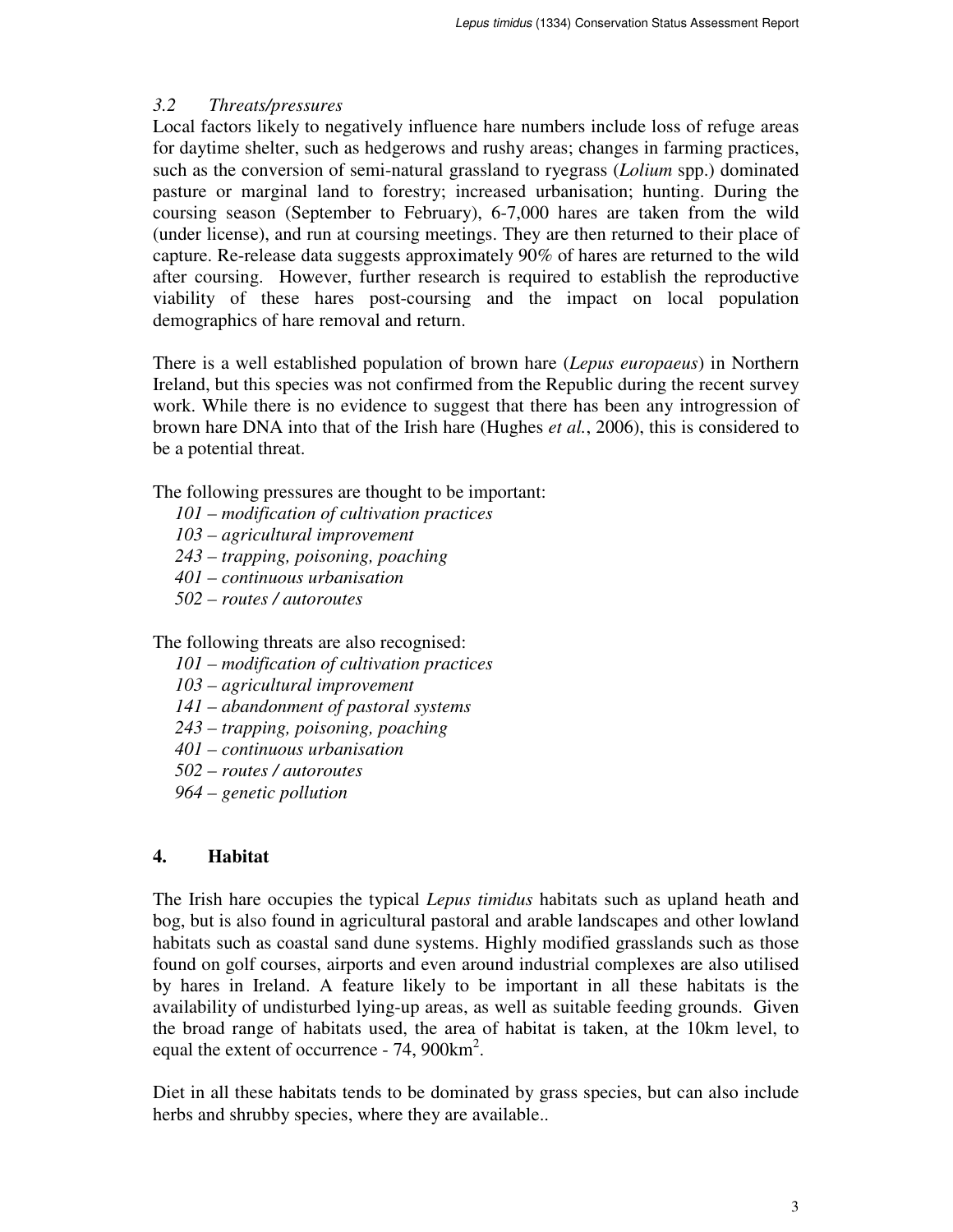### *3.2 Threats/pressures*

Local factors likely to negatively influence hare numbers include loss of refuge areas for daytime shelter, such as hedgerows and rushy areas; changes in farming practices, such as the conversion of semi-natural grassland to ryegrass (*Lolium* spp.) dominated pasture or marginal land to forestry; increased urbanisation; hunting. During the coursing season (September to February), 6-7,000 hares are taken from the wild (under license), and run at coursing meetings. They are then returned to their place of capture. Re-release data suggests approximately 90% of hares are returned to the wild after coursing. However, further research is required to establish the reproductive viability of these hares post-coursing and the impact on local population demographics of hare removal and return.

There is a well established population of brown hare (*Lepus europaeus*) in Northern Ireland, but this species was not confirmed from the Republic during the recent survey work. While there is no evidence to suggest that there has been any introgression of brown hare DNA into that of the Irish hare (Hughes *et al.*, 2006), this is considered to be a potential threat.

The following pressures are thought to be important:

- *101 – modification of cultivation practices*
- *103 – agricultural improvement*
- *243 – trapping, poisoning, poaching*
- *401 – continuous urbanisation*
- *502 – routes / autoroutes*

The following threats are also recognised:

- *101 – modification of cultivation practices*
- *103 – agricultural improvement*
- *141 – abandonment of pastoral systems*
- *243 – trapping, poisoning, poaching*
- *401 – continuous urbanisation*
- *502 – routes / autoroutes*
- *964 – genetic pollution*

## 4. Habitat

The Irish hare occupies the typical *Lepus timidus* habitats such as upland heath and bog, but is also found in agricultural pastoral and arable landscapes and other lowland habitats such as coastal sand dune systems. Highly modified grasslands such as those found on golf courses, airports and even around industrial complexes are also utilised by hares in Ireland. A feature likely to be important in all these habitats is the availability of undisturbed lying-up areas, as well as suitable feeding grounds. Given the broad range of habitats used, the area of habitat is taken, at the 10km level, to equal the extent of occurrence - 74, 900km$^2$.

Diet in all these habitats tends to be dominated by grass species, but can also include herbs and shrubby species, where they are available..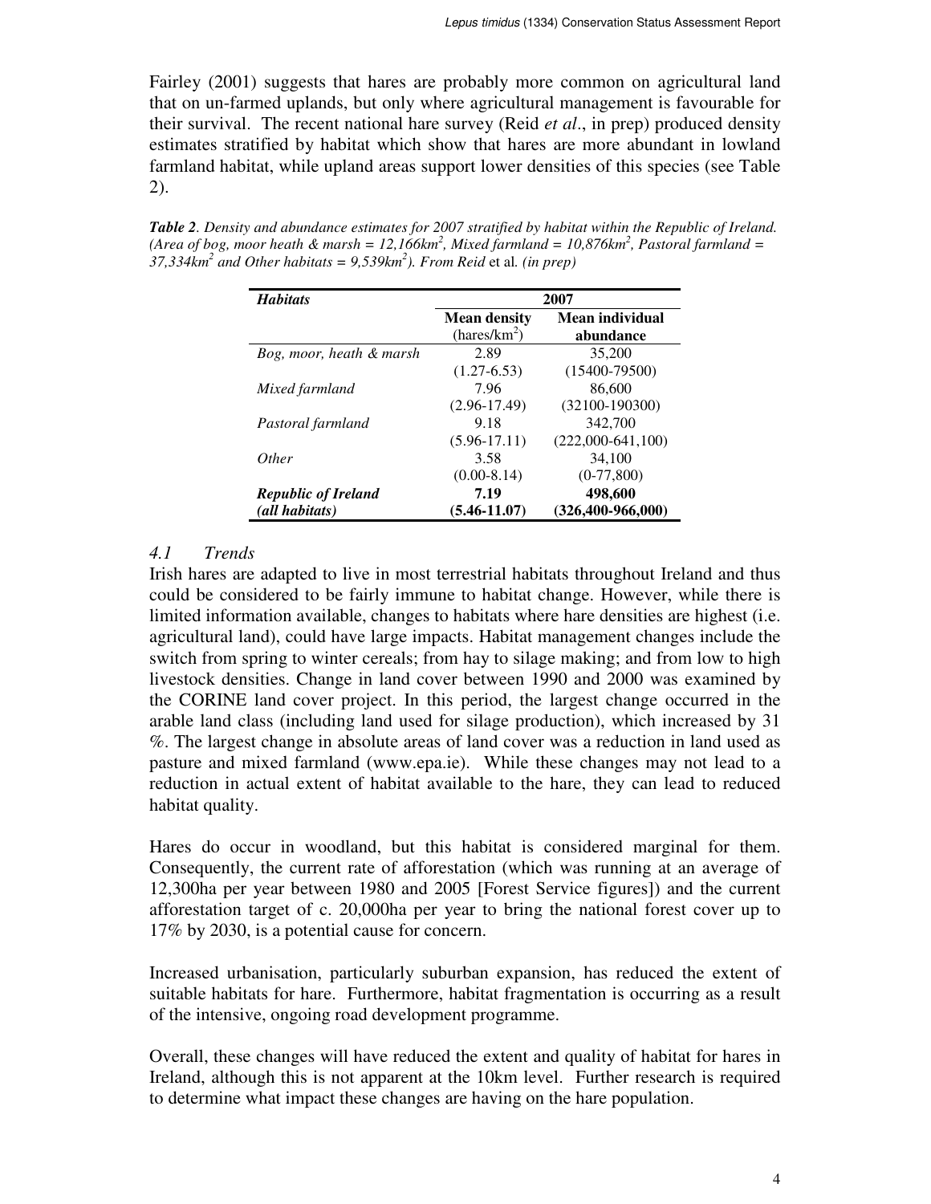Fairley (2001) suggests that hares are probably more common on agricultural land that on un-farmed uplands, but only where agricultural management is favourable for their survival. The recent national hare survey (Reid *et al*., in prep) produced density estimates stratified by habitat which show that hares are more abundant in lowland farmland habitat, while upland areas support lower densities of this species (see Table 2).

***Table 2***. *Density and abundance estimates for 2007 stratified by habitat within the Republic of Ireland. (Area of bog, moor heath & marsh = 12,166km$^2$, Mixed farmland = 10,876km$^2$, Pastoral farmland = 37,334km$^2$ and Other habitats = 9,539km$^2$). From Reid* et al*. (in prep)*

| ***Habitats*** | **2007** | |
|---|---|---|
| | **Mean density** (hares/km$^2$) | **Mean individual abundance** |
| *Bog, moor, heath & marsh* | 2.89 (1.27-6.53) | 35,200 (15400-79500) |
| *Mixed farmland* | 7.96 (2.96-17.49) | 86,600 (32100-190300) |
| *Pastoral farmland* | 9.18 (5.96-17.11) | 342,700 (222,000-641,100) |
| *Other* | 3.58 (0.00-8.14) | 34,100 (0-77,800) |
| ***Republic of Ireland (all habitats)*** | **7.19 (5.46-11.07)** | **498,600 (326,400-966,000)** |

## *4.1 Trends*

Irish hares are adapted to live in most terrestrial habitats throughout Ireland and thus could be considered to be fairly immune to habitat change. However, while there is limited information available, changes to habitats where hare densities are highest (i.e. agricultural land), could have large impacts. Habitat management changes include the switch from spring to winter cereals; from hay to silage making; and from low to high livestock densities. Change in land cover between 1990 and 2000 was examined by the CORINE land cover project. In this period, the largest change occurred in the arable land class (including land used for silage production), which increased by 31 %. The largest change in absolute areas of land cover was a reduction in land used as pasture and mixed farmland (www.epa.ie). While these changes may not lead to a reduction in actual extent of habitat available to the hare, they can lead to reduced habitat quality.

Hares do occur in woodland, but this habitat is considered marginal for them. Consequently, the current rate of afforestation (which was running at an average of 12,300ha per year between 1980 and 2005 [Forest Service figures]) and the current afforestation target of c. 20,000ha per year to bring the national forest cover up to 17% by 2030, is a potential cause for concern.

Increased urbanisation, particularly suburban expansion, has reduced the extent of suitable habitats for hare. Furthermore, habitat fragmentation is occurring as a result of the intensive, ongoing road development programme.

Overall, these changes will have reduced the extent and quality of habitat for hares in Ireland, although this is not apparent at the 10km level. Further research is required to determine what impact these changes are having on the hare population.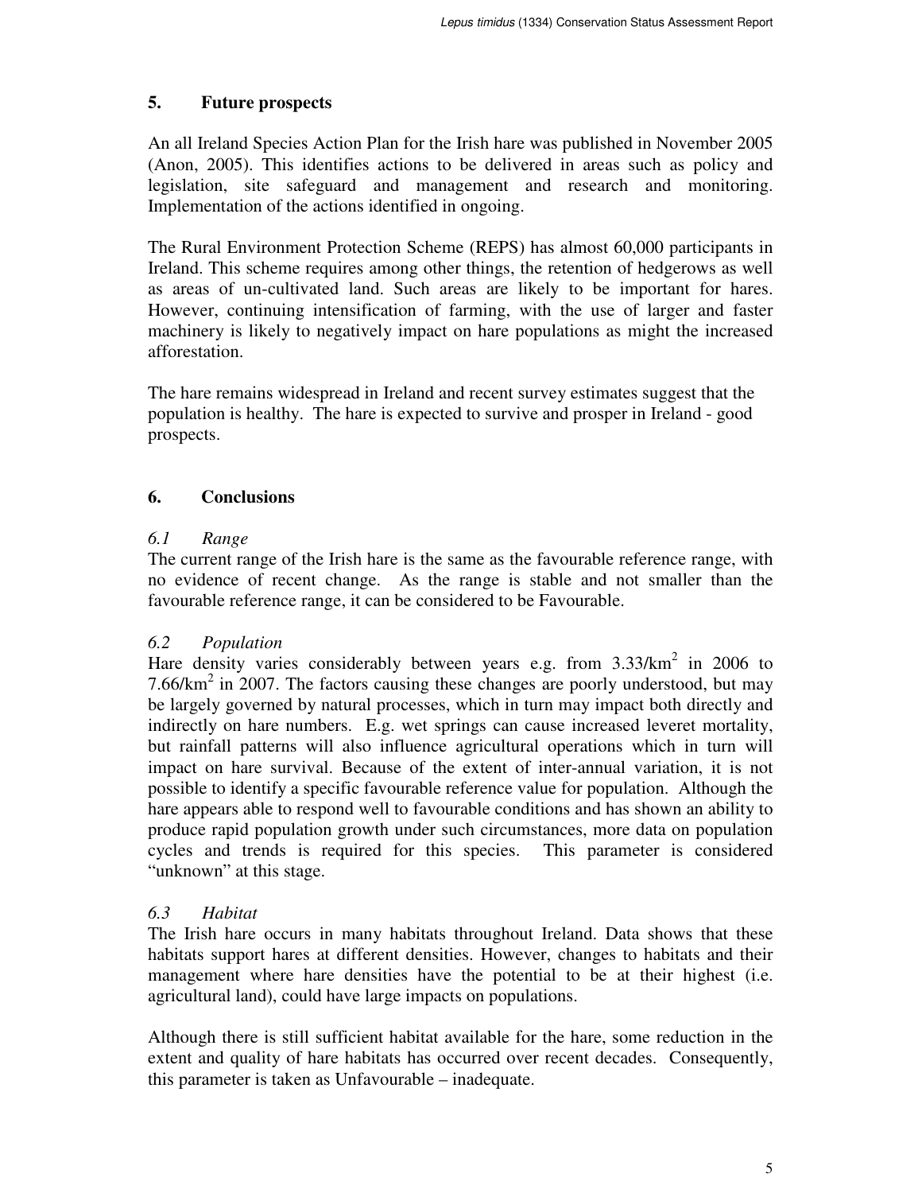## 5. Future prospects

An all Ireland Species Action Plan for the Irish hare was published in November 2005 (Anon, 2005). This identifies actions to be delivered in areas such as policy and legislation, site safeguard and management and research and monitoring. Implementation of the actions identified in ongoing.

The Rural Environment Protection Scheme (REPS) has almost 60,000 participants in Ireland. This scheme requires among other things, the retention of hedgerows as well as areas of un-cultivated land. Such areas are likely to be important for hares. However, continuing intensification of farming, with the use of larger and faster machinery is likely to negatively impact on hare populations as might the increased afforestation.

The hare remains widespread in Ireland and recent survey estimates suggest that the population is healthy. The hare is expected to survive and prosper in Ireland - good prospects.

## 6. Conclusions

### *6.1 Range*

The current range of the Irish hare is the same as the favourable reference range, with no evidence of recent change. As the range is stable and not smaller than the favourable reference range, it can be considered to be Favourable.

### *6.2 Population*

Hare density varies considerably between years e.g. from 3.33/km$^2$ in 2006 to 7.66/km$^2$ in 2007. The factors causing these changes are poorly understood, but may be largely governed by natural processes, which in turn may impact both directly and indirectly on hare numbers. E.g. wet springs can cause increased leveret mortality, but rainfall patterns will also influence agricultural operations which in turn will impact on hare survival. Because of the extent of inter-annual variation, it is not possible to identify a specific favourable reference value for population. Although the hare appears able to respond well to favourable conditions and has shown an ability to produce rapid population growth under such circumstances, more data on population cycles and trends is required for this species. This parameter is considered "unknown" at this stage.

### *6.3 Habitat*

The Irish hare occurs in many habitats throughout Ireland. Data shows that these habitats support hares at different densities. However, changes to habitats and their management where hare densities have the potential to be at their highest (i.e. agricultural land), could have large impacts on populations.

Although there is still sufficient habitat available for the hare, some reduction in the extent and quality of hare habitats has occurred over recent decades. Consequently, this parameter is taken as Unfavourable – inadequate.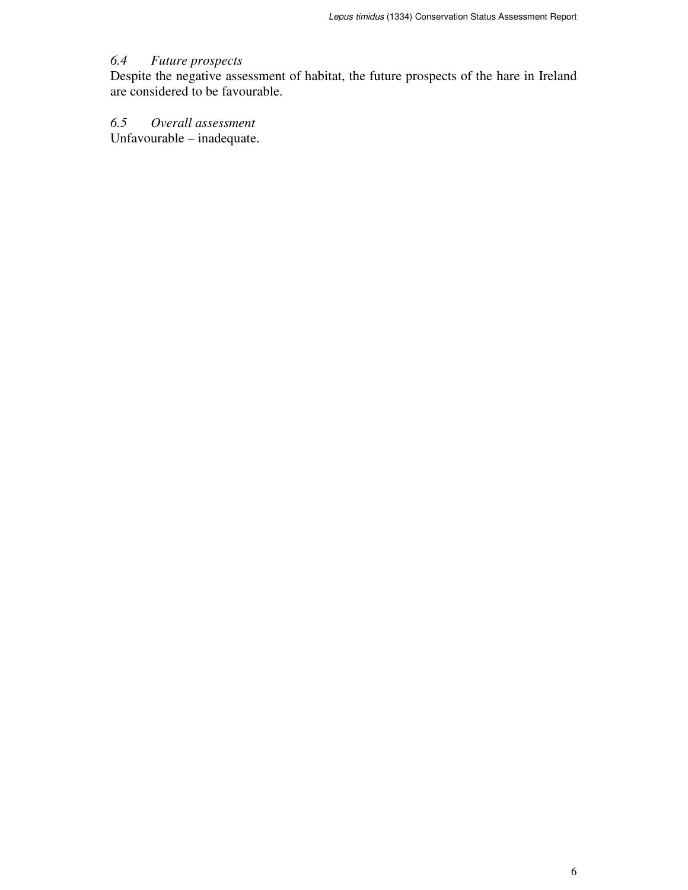### *6.4 Future prospects*

Despite the negative assessment of habitat, the future prospects of the hare in Ireland are considered to be favourable.

### *6.5 Overall assessment*

Unfavourable – inadequate.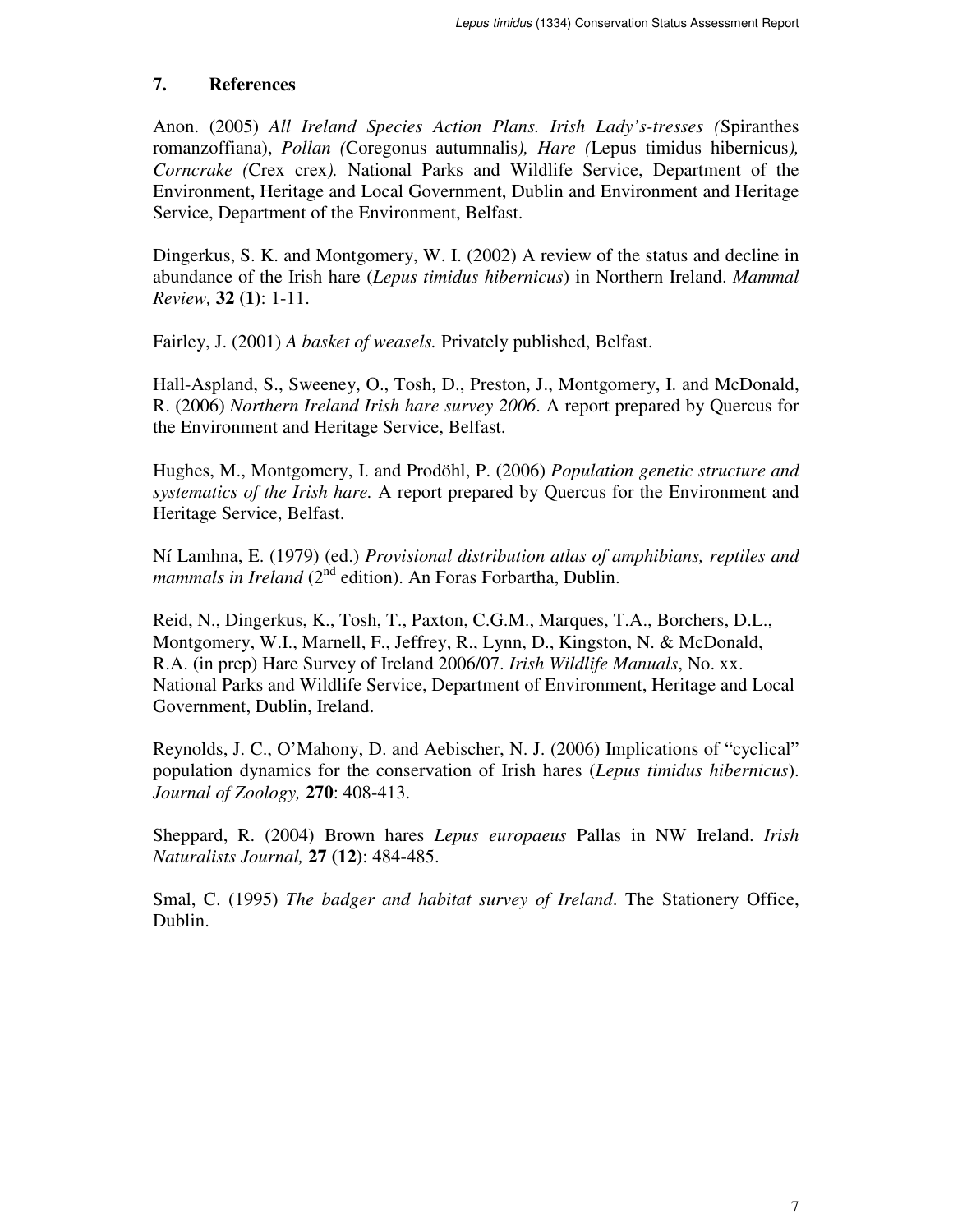## 7. References

Anon. (2005) *All Ireland Species Action Plans. Irish Lady's-tresses (*Spiranthes romanzoffiana), *Pollan (*Coregonus autumnalis*), Hare (*Lepus timidus hibernicus*), Corncrake (*Crex crex*).* National Parks and Wildlife Service, Department of the Environment, Heritage and Local Government, Dublin and Environment and Heritage Service, Department of the Environment, Belfast.

Dingerkus, S. K. and Montgomery, W. I. (2002) A review of the status and decline in abundance of the Irish hare (*Lepus timidus hibernicus*) in Northern Ireland. *Mammal Review,* **32 (1)**: 1-11.

Fairley, J. (2001) *A basket of weasels.* Privately published, Belfast.

Hall-Aspland, S., Sweeney, O., Tosh, D., Preston, J., Montgomery, I. and McDonald, R. (2006) *Northern Ireland Irish hare survey 2006*. A report prepared by Quercus for the Environment and Heritage Service, Belfast.

Hughes, M., Montgomery, I. and Prodöhl, P. (2006) *Population genetic structure and systematics of the Irish hare.* A report prepared by Quercus for the Environment and Heritage Service, Belfast.

Ní Lamhna, E. (1979) (ed.) *Provisional distribution atlas of amphibians, reptiles and mammals in Ireland* (2nd edition). An Foras Forbartha, Dublin.

Reid, N., Dingerkus, K., Tosh, T., Paxton, C.G.M., Marques, T.A., Borchers, D.L., Montgomery, W.I., Marnell, F., Jeffrey, R., Lynn, D., Kingston, N. & McDonald, R.A. (in prep) Hare Survey of Ireland 2006/07. *Irish Wildlife Manuals*, No. xx. National Parks and Wildlife Service, Department of Environment, Heritage and Local Government, Dublin, Ireland.

Reynolds, J. C., O'Mahony, D. and Aebischer, N. J. (2006) Implications of "cyclical" population dynamics for the conservation of Irish hares (*Lepus timidus hibernicus*). *Journal of Zoology,* **270**: 408-413.

Sheppard, R. (2004) Brown hares *Lepus europaeus* Pallas in NW Ireland. *Irish Naturalists Journal,* **27 (12)**: 484-485.

Smal, C. (1995) *The badger and habitat survey of Ireland*. The Stationery Office, Dublin.